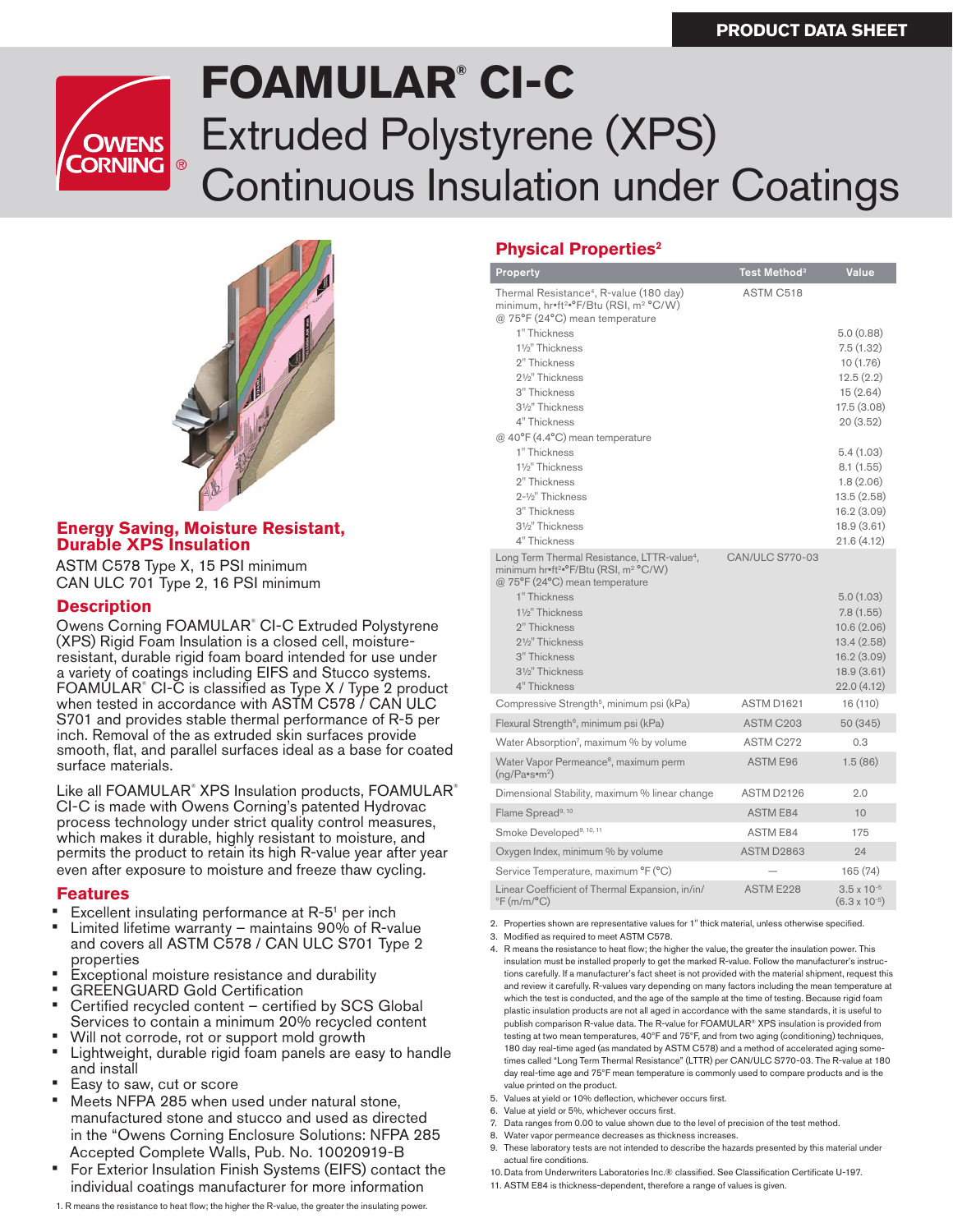PRODUCT DATA SHEET

# FOAMULAR® CI-C

# Extruded Polystyrene (XPS) Continuous Insulation under Coatings

## Energy Saving, Moisture Resistant, Durable XPS Insulation

ASTM C578 Type X, 15 PSI minimum
CAN ULC 701 Type 2, 16 PSI minimum

## Description

Owens Corning FOAMULAR® CI-C Extruded Polystyrene (XPS) Rigid Foam Insulation is a closed cell, moisture-resistant, durable rigid foam board intended for use under a variety of coatings including EIFS and Stucco systems. FOAMULAR® CI-C is classified as Type X / Type 2 product when tested in accordance with ASTM C578 / CAN ULC S701 and provides stable thermal performance of R-5 per inch. Removal of the as extruded skin surfaces provide smooth, flat, and parallel surfaces ideal as a base for coated surface materials.

Like all FOAMULAR® XPS Insulation products, FOAMULAR® CI-C is made with Owens Corning's patented Hydrovac process technology under strict quality control measures, which makes it durable, highly resistant to moisture, and permits the product to retain its high R-value year after year even after exposure to moisture and freeze thaw cycling.

## Features

- Excellent insulating performance at R-5[1] per inch
- Limited lifetime warranty – maintains 90% of R-value and covers all ASTM C578 / CAN ULC S701 Type 2 properties
- Exceptional moisture resistance and durability
- GREENGUARD Gold Certification
- Certified recycled content – certified by SCS Global Services to contain a minimum 20% recycled content
- Will not corrode, rot or support mold growth
- Lightweight, durable rigid foam panels are easy to handle and install
- Easy to saw, cut or score
- Meets NFPA 285 when used under natural stone, manufactured stone and stucco and used as directed in the "Owens Corning Enclosure Solutions: NFPA 285 Accepted Complete Walls, Pub. No. 10020919-B
- For Exterior Insulation Finish Systems (EIFS) contact the individual coatings manufacturer for more information

1. R means the resistance to heat flow; the higher the R-value, the greater the insulating power.

## Physical Properties[2]

| Property | Test Method[3] | Value |
|---|---|---|
| Thermal Resistance[4], R-value (180 day) minimum, hr•ft²•°F/Btu (RSI, m² °C/W) @ 75°F (24°C) mean temperature | ASTM C518 | |
| 1" Thickness | | 5.0 (0.88) |
| 1½" Thickness | | 7.5 (1.32) |
| 2" Thickness | | 10 (1.76) |
| 2½" Thickness | | 12.5 (2.2) |
| 3" Thickness | | 15 (2.64) |
| 3½" Thickness | | 17.5 (3.08) |
| 4" Thickness | | 20 (3.52) |
| @ 40°F (4.4°C) mean temperature | | |
| 1" Thickness | | 5.4 (1.03) |
| 1½" Thickness | | 8.1 (1.55) |
| 2" Thickness | | 1.8 (2.06) |
| 2-½" Thickness | | 13.5 (2.58) |
| 3" Thickness | | 16.2 (3.09) |
| 3½" Thickness | | 18.9 (3.61) |
| 4" Thickness | | 21.6 (4.12) |
| Long Term Thermal Resistance, LTTR-value[4], minimum hr•ft²•°F/Btu (RSI, m² °C/W) @ 75°F (24°C) mean temperature | CAN/ULC S770-03 | |
| 1" Thickness | | 5.0 (1.03) |
| 1½" Thickness | | 7.8 (1.55) |
| 2" Thickness | | 10.6 (2.06) |
| 2½" Thickness | | 13.4 (2.58) |
| 3" Thickness | | 16.2 (3.09) |
| 3½" Thickness | | 18.9 (3.61) |
| 4" Thickness | | 22.0 (4.12) |
| Compressive Strength[5], minimum psi (kPa) | ASTM D1621 | 16 (110) |
| Flexural Strength[6], minimum psi (kPa) | ASTM C203 | 50 (345) |
| Water Absorption[7], maximum % by volume | ASTM C272 | 0.3 |
| Water Vapor Permeance[8], maximum perm (ng/Pa•s•m²) | ASTM E96 | 1.5 (86) |
| Dimensional Stability, maximum % linear change | ASTM D2126 | 2.0 |
| Flame Spread[9,10] | ASTM E84 | 10 |
| Smoke Developed[9,10,11] | ASTM E84 | 175 |
| Oxygen Index, minimum % by volume | ASTM D2863 | 24 |
| Service Temperature, maximum °F (°C) | — | 165 (74) |
| Linear Coefficient of Thermal Expansion, in/in/°F (m/m/°C) | ASTM E228 | $3.5 \times 10^{-5}$ ($6.3 \times 10^{-5}$) |

2. Properties shown are representative values for 1" thick material, unless otherwise specified.
3. Modified as required to meet ASTM C578.
4. R means the resistance to heat flow; the higher the value, the greater the insulation power. This insulation must be installed properly to get the marked R-value. Follow the manufacturer's instructions carefully. If a manufacturer's fact sheet is not provided with the material shipment, request this and review it carefully. R-values vary depending on many factors including the mean temperature at which the test is conducted, and the age of the sample at the time of testing. Because rigid foam plastic insulation products are not all aged in accordance with the same standards, it is useful to publish comparison R-value data. The R-value for FOAMULAR® XPS insulation is provided from testing at two mean temperatures, 40°F and 75°F, and from two aging (conditioning) techniques, 180 day real-time aged (as mandated by ASTM C578) and a method of accelerated aging sometimes called "Long Term Thermal Resistance" (LTTR) per CAN/ULC S770-03. The R-value at 180 day real-time age and 75°F mean temperature is commonly used to compare products and is the value printed on the product.
5. Values at yield or 10% deflection, whichever occurs first.
6. Value at yield or 5%, whichever occurs first.
7. Data ranges from 0.00 to value shown due to the level of precision of the test method.
8. Water vapor permeance decreases as thickness increases.
9. These laboratory tests are not intended to describe the hazards presented by this material under actual fire conditions.
10. Data from Underwriters Laboratories Inc.® classified. See Classification Certificate U-197.
11. ASTM E84 is thickness-dependent, therefore a range of values is given.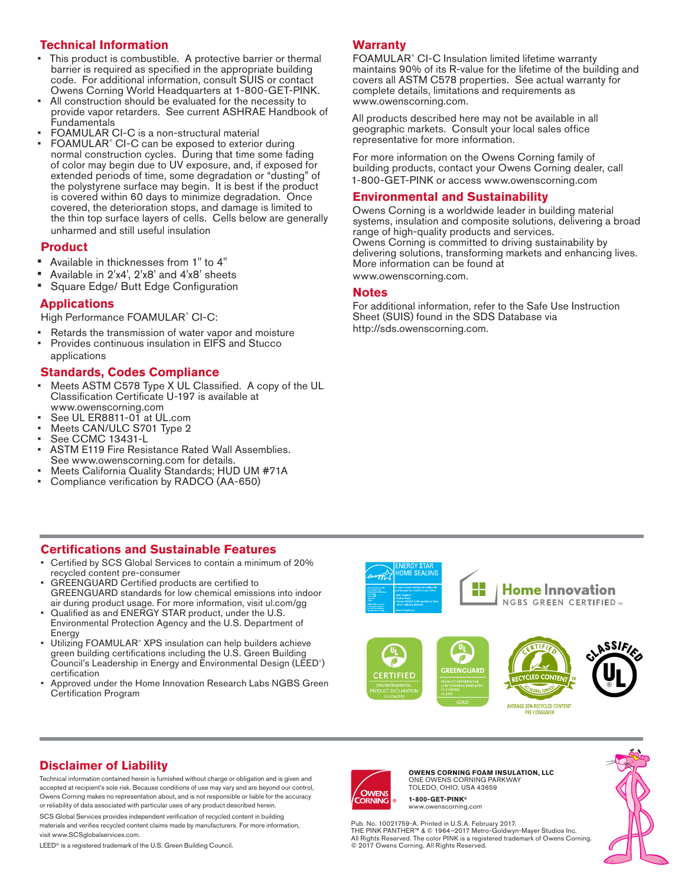## Technical Information

- This product is combustible. A protective barrier or thermal barrier is required as specified in the appropriate building code. For additional information, consult SUIS or contact Owens Corning World Headquarters at 1-800-GET-PINK.
- All construction should be evaluated for the necessity to provide vapor retarders. See current ASHRAE Handbook of Fundamentals
- FOAMULAR CI-C is a non-structural material
- FOAMULAR® CI-C can be exposed to exterior during normal construction cycles. During that time some fading of color may begin due to UV exposure, and, if exposed for extended periods of time, some degradation or "dusting" of the polystyrene surface may begin. It is best if the product is covered within 60 days to minimize degradation. Once covered, the deterioration stops, and damage is limited to the thin top surface layers of cells. Cells below are generally unharmed and still useful insulation

## Product

- Available in thicknesses from 1" to 4"
- Available in 2'x4', 2'x8' and 4'x8' sheets
- Square Edge/ Butt Edge Configuration

## Applications

High Performance FOAMULAR® CI-C:

- Retards the transmission of water vapor and moisture
- Provides continuous insulation in EIFS and Stucco applications

## Standards, Codes Compliance

- Meets ASTM C578 Type X UL Classified. A copy of the UL Classification Certificate U-197 is available at www.owenscorning.com
- See UL ER8811-01 at UL.com
- Meets CAN/ULC S701 Type 2
- See CCMC 13431-L
- ASTM E119 Fire Resistance Rated Wall Assemblies. See www.owenscorning.com for details.
- Meets California Quality Standards; HUD UM #71A
- Compliance verification by RADCO (AA-650)

## Warranty

FOAMULAR® CI-C Insulation limited lifetime warranty maintains 90% of its R-value for the lifetime of the building and covers all ASTM C578 properties. See actual warranty for complete details, limitations and requirements as www.owenscorning.com.

All products described here may not be available in all geographic markets. Consult your local sales office representative for more information.

For more information on the Owens Corning family of building products, contact your Owens Corning dealer, call 1-800-GET-PINK or access www.owenscorning.com

## Environmental and Sustainability

Owens Corning is a worldwide leader in building material systems, insulation and composite solutions, delivering a broad range of high-quality products and services.
Owens Corning is committed to driving sustainability by delivering solutions, transforming markets and enhancing lives. More information can be found at www.owenscorning.com.

## Notes

For additional information, refer to the Safe Use Instruction Sheet (SUIS) found in the SDS Database via http://sds.owenscorning.com.

## Certifications and Sustainable Features

- Certified by SCS Global Services to contain a minimum of 20% recycled content pre-consumer
- GREENGUARD Certified products are certified to GREENGUARD standards for low chemical emissions into indoor air during product usage. For more information, visit ul.com/gg
- Qualified as and ENERGY STAR product, under the U.S. Environmental Protection Agency and the U.S. Department of Energy
- Utilizing FOAMULAR® XPS insulation can help builders achieve green building certifications including the U.S. Green Building Council's Leadership in Energy and Environmental Design (LEED®) certification
- Approved under the Home Innovation Research Labs NGBS Green Certification Program

ENERGY STAR HOME SEALING

Home Innovation NGBS GREEN CERTIFIED™

UL CERTIFIED ENVIRONMENTAL PRODUCT DECLARATION UL.COM/EPD

UL GREENGUARD GOLD

CERTIFIED RECYCLED CONTENT SCS GLOBAL SERVICES

AVERAGE 20% RECYCLED CONTENT PRE-CONSUMER

CLASSIFIED UL

## Disclaimer of Liability

Technical information contained herein is furnished without charge or obligation and is given and accepted at recipient's sole risk. Because conditions of use may vary and are beyond our control, Owens Corning makes no representation about, and is not responsible or liable for the accuracy or reliability of data associated with particular uses of any product described herein.

SCS Global Services provides independent verification of recycled content in building materials and verifies recycled content claims made by manufacturers. For more information, visit www.SCSglobalservices.com.

LEED® is a registered trademark of the U.S. Green Building Council.

**OWENS CORNING FOAM INSULATION, LLC**
ONE OWENS CORNING PARKWAY
TOLEDO, OHIO, USA 43659

**1-800-GET-PINK®**
www.owenscorning.com

Pub. No. 10021759-A. Printed in U.S.A. February 2017.
THE PINK PANTHER™ & © 1964–2017 Metro-Goldwyn-Mayer Studios Inc.
All Rights Reserved. The color PINK is a registered trademark of Owens Corning.
© 2017 Owens Corning. All Rights Reserved.